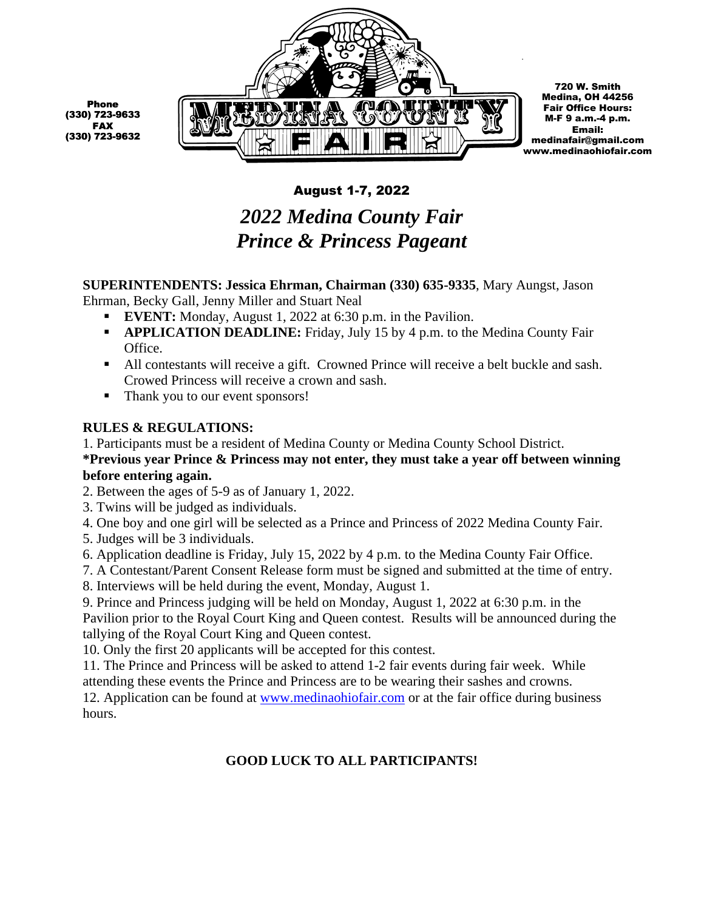Phone
(330) 723-9633
FAX
(330) 723-9632

MEDINA COUNTY FAIR

720 W. Smith
Medina, OH 44256
Fair Office Hours:
M-F 9 a.m.-4 p.m.
Email:
medinafair@gmail.com
www.medinaohiofair.com

**August 1-7, 2022**

# *2022 Medina County Fair Prince & Princess Pageant*

**SUPERINTENDENTS: Jessica Ehrman, Chairman (330) 635-9335**, Mary Aungst, Jason Ehrman, Becky Gall, Jenny Miller and Stuart Neal

- **EVENT:** Monday, August 1, 2022 at 6:30 p.m. in the Pavilion.
- **APPLICATION DEADLINE:** Friday, July 15 by 4 p.m. to the Medina County Fair Office.
- All contestants will receive a gift. Crowned Prince will receive a belt buckle and sash. Crowed Princess will receive a crown and sash.
- Thank you to our event sponsors!

**RULES & REGULATIONS:**

1. Participants must be a resident of Medina County or Medina County School District.

**\*Previous year Prince & Princess may not enter, they must take a year off between winning before entering again.**

2. Between the ages of 5-9 as of January 1, 2022.
3. Twins will be judged as individuals.
4. One boy and one girl will be selected as a Prince and Princess of 2022 Medina County Fair.
5. Judges will be 3 individuals.
6. Application deadline is Friday, July 15, 2022 by 4 p.m. to the Medina County Fair Office.
7. A Contestant/Parent Consent Release form must be signed and submitted at the time of entry.
8. Interviews will be held during the event, Monday, August 1.
9. Prince and Princess judging will be held on Monday, August 1, 2022 at 6:30 p.m. in the Pavilion prior to the Royal Court King and Queen contest. Results will be announced during the tallying of the Royal Court King and Queen contest.
10. Only the first 20 applicants will be accepted for this contest.
11. The Prince and Princess will be asked to attend 1-2 fair events during fair week. While attending these events the Prince and Princess are to be wearing their sashes and crowns.
12. Application can be found at www.medinaohiofair.com or at the fair office during business hours.

**GOOD LUCK TO ALL PARTICIPANTS!**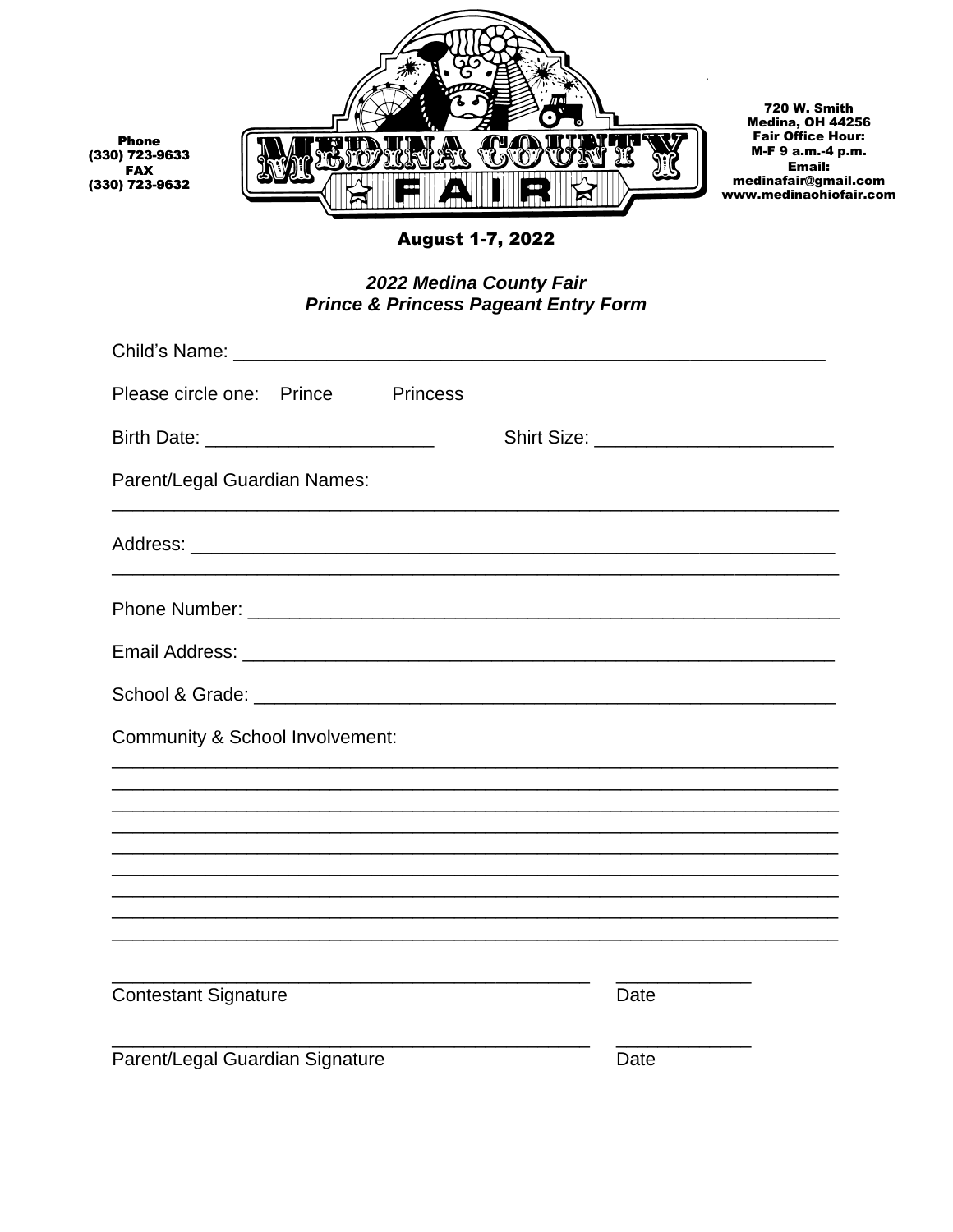Phone
(330) 723-9633
FAX
(330) 723-9632

720 W. Smith
Medina, OH 44256
Fair Office Hour:
M-F 9 a.m.-4 p.m.
Email:
medinafair@gmail.com
www.medinaohiofair.com

**August 1-7, 2022**

## *2022 Medina County Fair*
## *Prince & Princess Pageant Entry Form*

Child's Name: ___________________________________________________________

Please circle one: Prince Princess

Birth Date: ______________________ Shirt Size: ______________________

Parent/Legal Guardian Names:
___________________________________________________________________

Address: _______________________________________________________________
___________________________________________________________________

Phone Number: __________________________________________________________

Email Address: __________________________________________________________

School & Grade: _________________________________________________________

Community & School Involvement:
___________________________________________________________________
___________________________________________________________________
___________________________________________________________________
___________________________________________________________________
___________________________________________________________________
___________________________________________________________________
___________________________________________________________________
___________________________________________________________________
___________________________________________________________________

_______________________________________________ _____________
Contestant Signature Date

_______________________________________________ _____________
Parent/Legal Guardian Signature Date